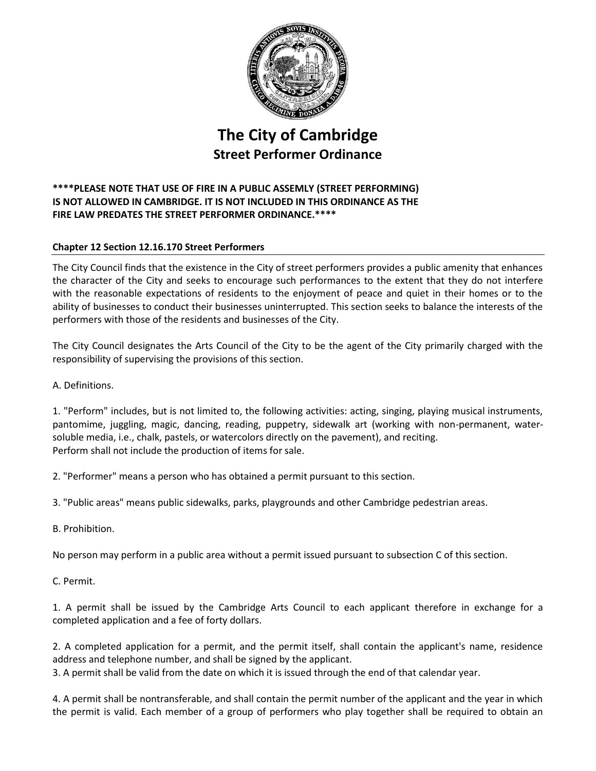# The City of Cambridge

## Street Performer Ordinance

**\*\*\*\*PLEASE NOTE THAT USE OF FIRE IN A PUBLIC ASSEMLY (STREET PERFORMING) IS NOT ALLOWED IN CAMBRIDGE. IT IS NOT INCLUDED IN THIS ORDINANCE AS THE FIRE LAW PREDATES THE STREET PERFORMER ORDINANCE.\*\*\*\***

### Chapter 12 Section 12.16.170 Street Performers

The City Council finds that the existence in the City of street performers provides a public amenity that enhances the character of the City and seeks to encourage such performances to the extent that they do not interfere with the reasonable expectations of residents to the enjoyment of peace and quiet in their homes or to the ability of businesses to conduct their businesses uninterrupted. This section seeks to balance the interests of the performers with those of the residents and businesses of the City.

The City Council designates the Arts Council of the City to be the agent of the City primarily charged with the responsibility of supervising the provisions of this section.

A. Definitions.

1. "Perform" includes, but is not limited to, the following activities: acting, singing, playing musical instruments, pantomime, juggling, magic, dancing, reading, puppetry, sidewalk art (working with non-permanent, water-soluble media, i.e., chalk, pastels, or watercolors directly on the pavement), and reciting.
Perform shall not include the production of items for sale.

2. "Performer" means a person who has obtained a permit pursuant to this section.

3. "Public areas" means public sidewalks, parks, playgrounds and other Cambridge pedestrian areas.

B. Prohibition.

No person may perform in a public area without a permit issued pursuant to subsection C of this section.

C. Permit.

1. A permit shall be issued by the Cambridge Arts Council to each applicant therefore in exchange for a completed application and a fee of forty dollars.

2. A completed application for a permit, and the permit itself, shall contain the applicant's name, residence address and telephone number, and shall be signed by the applicant.
3. A permit shall be valid from the date on which it is issued through the end of that calendar year.

4. A permit shall be nontransferable, and shall contain the permit number of the applicant and the year in which the permit is valid. Each member of a group of performers who play together shall be required to obtain an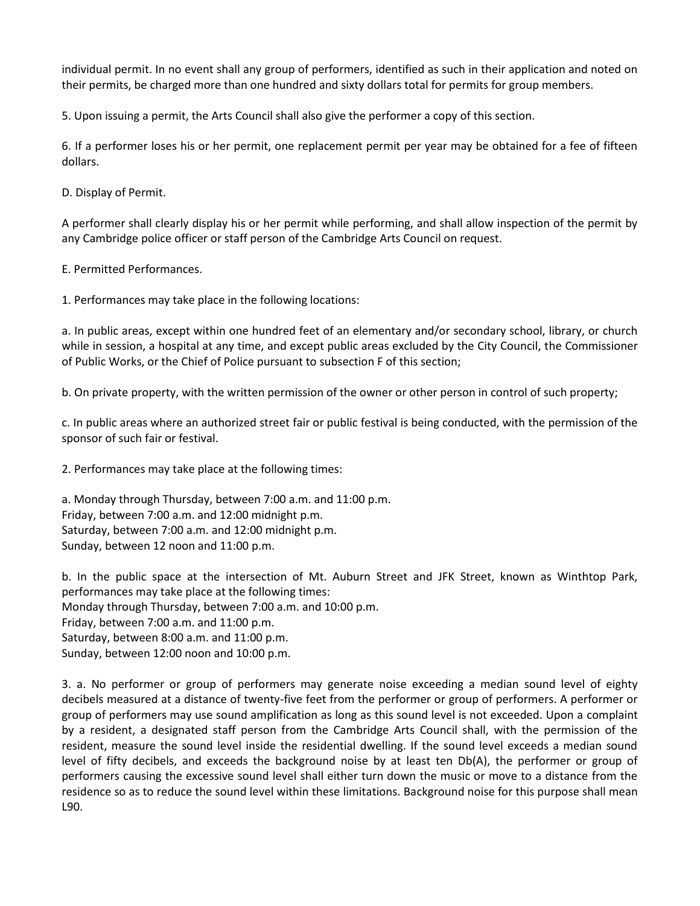individual permit. In no event shall any group of performers, identified as such in their application and noted on their permits, be charged more than one hundred and sixty dollars total for permits for group members.

5. Upon issuing a permit, the Arts Council shall also give the performer a copy of this section.

6. If a performer loses his or her permit, one replacement permit per year may be obtained for a fee of fifteen dollars.

D. Display of Permit.

A performer shall clearly display his or her permit while performing, and shall allow inspection of the permit by any Cambridge police officer or staff person of the Cambridge Arts Council on request.

E. Permitted Performances.

1. Performances may take place in the following locations:

a. In public areas, except within one hundred feet of an elementary and/or secondary school, library, or church while in session, a hospital at any time, and except public areas excluded by the City Council, the Commissioner of Public Works, or the Chief of Police pursuant to subsection F of this section;

b. On private property, with the written permission of the owner or other person in control of such property;

c. In public areas where an authorized street fair or public festival is being conducted, with the permission of the sponsor of such fair or festival.

2. Performances may take place at the following times:

a. Monday through Thursday, between 7:00 a.m. and 11:00 p.m.
Friday, between 7:00 a.m. and 12:00 midnight p.m.
Saturday, between 7:00 a.m. and 12:00 midnight p.m.
Sunday, between 12 noon and 11:00 p.m.

b. In the public space at the intersection of Mt. Auburn Street and JFK Street, known as Winthtop Park, performances may take place at the following times:
Monday through Thursday, between 7:00 a.m. and 10:00 p.m.
Friday, between 7:00 a.m. and 11:00 p.m.
Saturday, between 8:00 a.m. and 11:00 p.m.
Sunday, between 12:00 noon and 10:00 p.m.

3. a. No performer or group of performers may generate noise exceeding a median sound level of eighty decibels measured at a distance of twenty-five feet from the performer or group of performers. A performer or group of performers may use sound amplification as long as this sound level is not exceeded. Upon a complaint by a resident, a designated staff person from the Cambridge Arts Council shall, with the permission of the resident, measure the sound level inside the residential dwelling. If the sound level exceeds a median sound level of fifty decibels, and exceeds the background noise by at least ten Db(A), the performer or group of performers causing the excessive sound level shall either turn down the music or move to a distance from the residence so as to reduce the sound level within these limitations. Background noise for this purpose shall mean L90.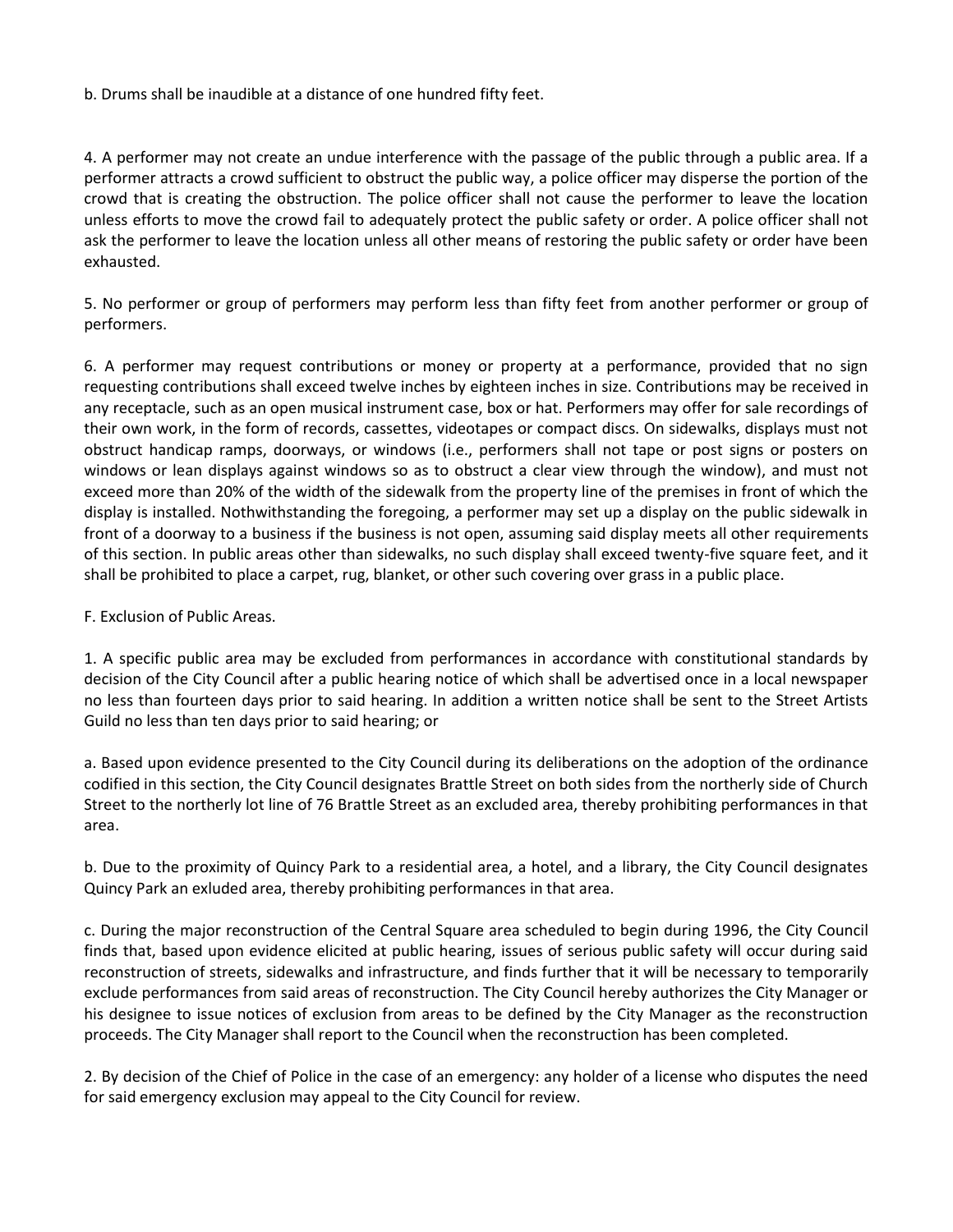b. Drums shall be inaudible at a distance of one hundred fifty feet.

4. A performer may not create an undue interference with the passage of the public through a public area. If a performer attracts a crowd sufficient to obstruct the public way, a police officer may disperse the portion of the crowd that is creating the obstruction. The police officer shall not cause the performer to leave the location unless efforts to move the crowd fail to adequately protect the public safety or order. A police officer shall not ask the performer to leave the location unless all other means of restoring the public safety or order have been exhausted.

5. No performer or group of performers may perform less than fifty feet from another performer or group of performers.

6. A performer may request contributions or money or property at a performance, provided that no sign requesting contributions shall exceed twelve inches by eighteen inches in size. Contributions may be received in any receptacle, such as an open musical instrument case, box or hat. Performers may offer for sale recordings of their own work, in the form of records, cassettes, videotapes or compact discs. On sidewalks, displays must not obstruct handicap ramps, doorways, or windows (i.e., performers shall not tape or post signs or posters on windows or lean displays against windows so as to obstruct a clear view through the window), and must not exceed more than 20% of the width of the sidewalk from the property line of the premises in front of which the display is installed. Nothwithstanding the foregoing, a performer may set up a display on the public sidewalk in front of a doorway to a business if the business is not open, assuming said display meets all other requirements of this section. In public areas other than sidewalks, no such display shall exceed twenty-five square feet, and it shall be prohibited to place a carpet, rug, blanket, or other such covering over grass in a public place.

F. Exclusion of Public Areas.

1. A specific public area may be excluded from performances in accordance with constitutional standards by decision of the City Council after a public hearing notice of which shall be advertised once in a local newspaper no less than fourteen days prior to said hearing. In addition a written notice shall be sent to the Street Artists Guild no less than ten days prior to said hearing; or

a. Based upon evidence presented to the City Council during its deliberations on the adoption of the ordinance codified in this section, the City Council designates Brattle Street on both sides from the northerly side of Church Street to the northerly lot line of 76 Brattle Street as an excluded area, thereby prohibiting performances in that area.

b. Due to the proximity of Quincy Park to a residential area, a hotel, and a library, the City Council designates Quincy Park an exluded area, thereby prohibiting performances in that area.

c. During the major reconstruction of the Central Square area scheduled to begin during 1996, the City Council finds that, based upon evidence elicited at public hearing, issues of serious public safety will occur during said reconstruction of streets, sidewalks and infrastructure, and finds further that it will be necessary to temporarily exclude performances from said areas of reconstruction. The City Council hereby authorizes the City Manager or his designee to issue notices of exclusion from areas to be defined by the City Manager as the reconstruction proceeds. The City Manager shall report to the Council when the reconstruction has been completed.

2. By decision of the Chief of Police in the case of an emergency: any holder of a license who disputes the need for said emergency exclusion may appeal to the City Council for review.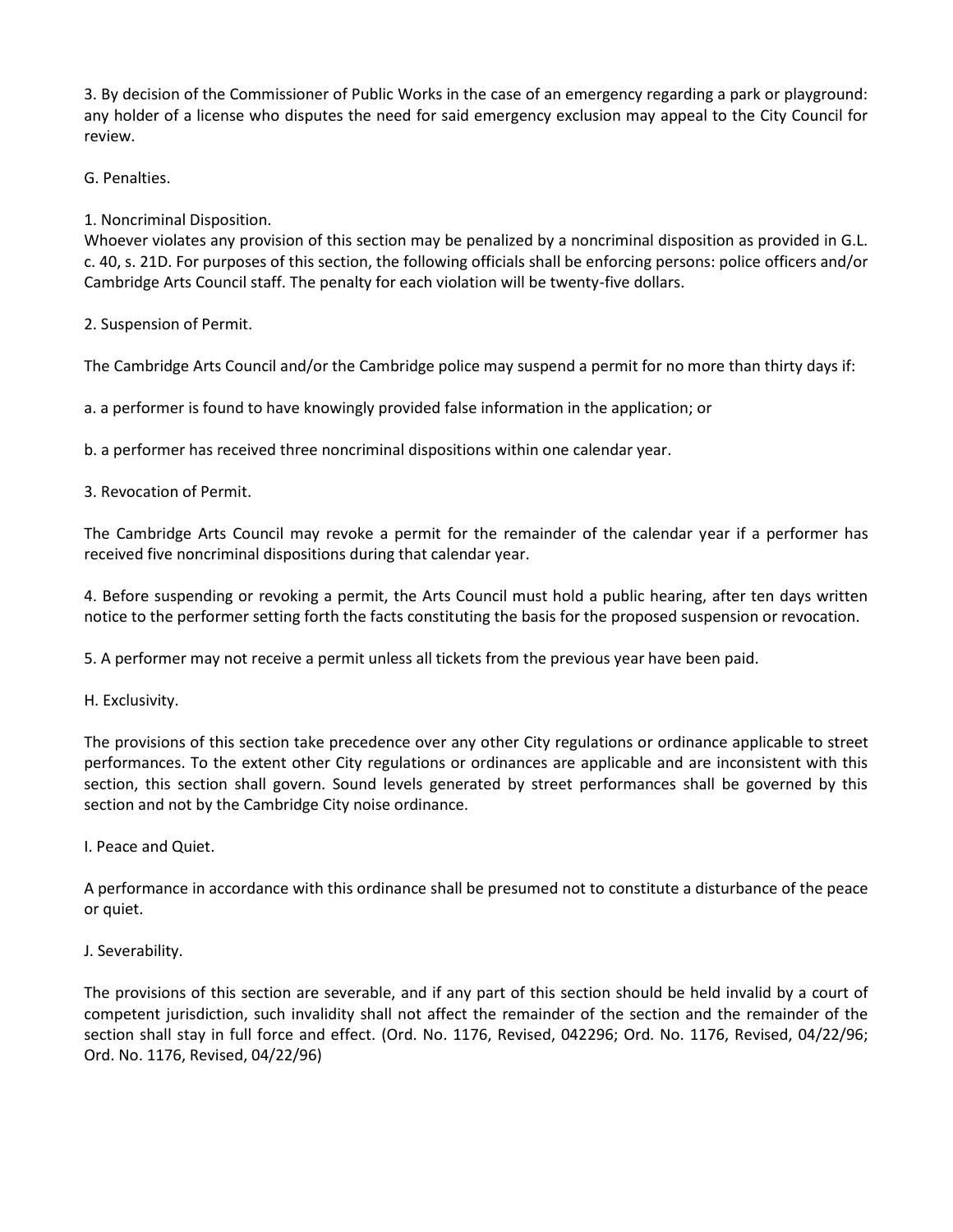3. By decision of the Commissioner of Public Works in the case of an emergency regarding a park or playground: any holder of a license who disputes the need for said emergency exclusion may appeal to the City Council for review.

G. Penalties.

1. Noncriminal Disposition.
Whoever violates any provision of this section may be penalized by a noncriminal disposition as provided in G.L. c. 40, s. 21D. For purposes of this section, the following officials shall be enforcing persons: police officers and/or Cambridge Arts Council staff. The penalty for each violation will be twenty-five dollars.

2. Suspension of Permit.

The Cambridge Arts Council and/or the Cambridge police may suspend a permit for no more than thirty days if:

a. a performer is found to have knowingly provided false information in the application; or

b. a performer has received three noncriminal dispositions within one calendar year.

3. Revocation of Permit.

The Cambridge Arts Council may revoke a permit for the remainder of the calendar year if a performer has received five noncriminal dispositions during that calendar year.

4. Before suspending or revoking a permit, the Arts Council must hold a public hearing, after ten days written notice to the performer setting forth the facts constituting the basis for the proposed suspension or revocation.

5. A performer may not receive a permit unless all tickets from the previous year have been paid.

H. Exclusivity.

The provisions of this section take precedence over any other City regulations or ordinance applicable to street performances. To the extent other City regulations or ordinances are applicable and are inconsistent with this section, this section shall govern. Sound levels generated by street performances shall be governed by this section and not by the Cambridge City noise ordinance.

I. Peace and Quiet.

A performance in accordance with this ordinance shall be presumed not to constitute a disturbance of the peace or quiet.

J. Severability.

The provisions of this section are severable, and if any part of this section should be held invalid by a court of competent jurisdiction, such invalidity shall not affect the remainder of the section and the remainder of the section shall stay in full force and effect. (Ord. No. 1176, Revised, 042296; Ord. No. 1176, Revised, 04/22/96; Ord. No. 1176, Revised, 04/22/96)